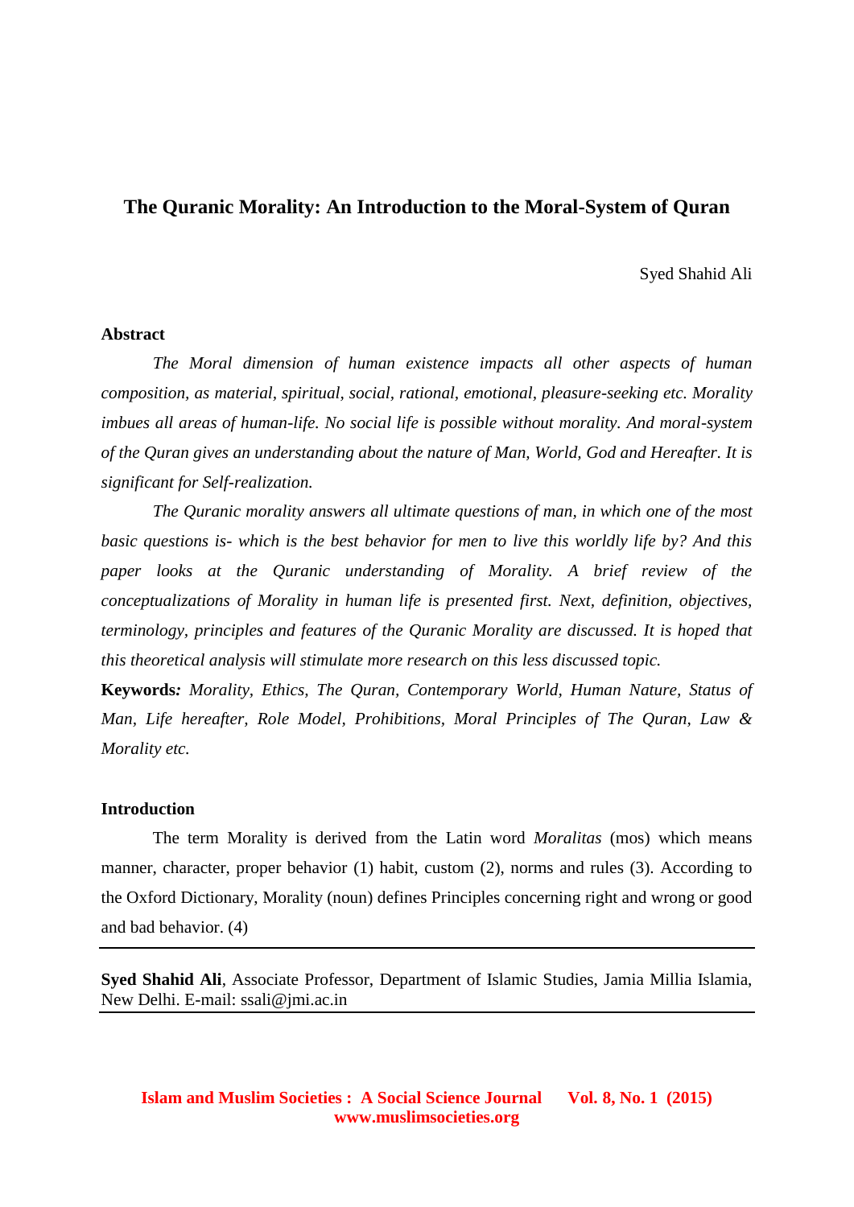# The Quranic Morality: An Introduction to the Moral-System of Quran

Syed Shahid Ali

## Abstract

*The Moral dimension of human existence impacts all other aspects of human composition, as material, spiritual, social, rational, emotional, pleasure-seeking etc. Morality imbues all areas of human-life. No social life is possible without morality. And moral-system of the Quran gives an understanding about the nature of Man, World, God and Hereafter. It is significant for Self-realization.*

*The Quranic morality answers all ultimate questions of man, in which one of the most basic questions is- which is the best behavior for men to live this worldly life by? And this paper looks at the Quranic understanding of Morality. A brief review of the conceptualizations of Morality in human life is presented first. Next, definition, objectives, terminology, principles and features of the Quranic Morality are discussed. It is hoped that this theoretical analysis will stimulate more research on this less discussed topic.*

**Keywords:** *Morality, Ethics, The Quran, Contemporary World, Human Nature, Status of Man, Life hereafter, Role Model, Prohibitions, Moral Principles of The Quran, Law & Morality etc.*

## Introduction

The term Morality is derived from the Latin word *Moralitas* (mos) which means manner, character, proper behavior (1) habit, custom (2), norms and rules (3). According to the Oxford Dictionary, Morality (noun) defines Principles concerning right and wrong or good and bad behavior. (4)

---

**Syed Shahid Ali**, Associate Professor, Department of Islamic Studies, Jamia Millia Islamia, New Delhi. E-mail: ssali@jmi.ac.in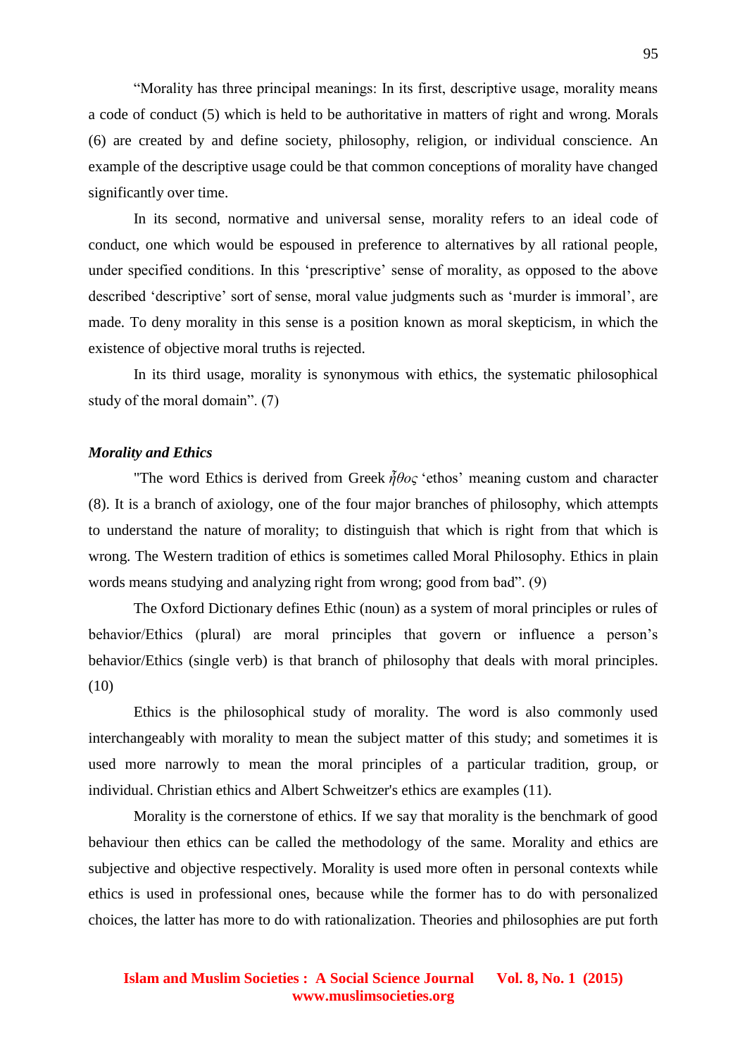“Morality has three principal meanings: In its first, descriptive usage, morality means a code of conduct (5) which is held to be authoritative in matters of right and wrong. Morals (6) are created by and define society, philosophy, religion, or individual conscience. An example of the descriptive usage could be that common conceptions of morality have changed significantly over time.

In its second, normative and universal sense, morality refers to an ideal code of conduct, one which would be espoused in preference to alternatives by all rational people, under specified conditions. In this ‘prescriptive’ sense of morality, as opposed to the above described ‘descriptive’ sort of sense, moral value judgments such as ‘murder is immoral’, are made. To deny morality in this sense is a position known as moral skepticism, in which the existence of objective moral truths is rejected.

In its third usage, morality is synonymous with ethics, the systematic philosophical study of the moral domain”. (7)

***Morality and Ethics***

"The word Ethics is derived from Greek ἦθος ‘ethos’ meaning custom and character (8). It is a branch of axiology, one of the four major branches of philosophy, which attempts to understand the nature of morality; to distinguish that which is right from that which is wrong. The Western tradition of ethics is sometimes called Moral Philosophy. Ethics in plain words means studying and analyzing right from wrong; good from bad”. (9)

The Oxford Dictionary defines Ethic (noun) as a system of moral principles or rules of behavior/Ethics (plural) are moral principles that govern or influence a person’s behavior/Ethics (single verb) is that branch of philosophy that deals with moral principles. (10)

Ethics is the philosophical study of morality. The word is also commonly used interchangeably with morality to mean the subject matter of this study; and sometimes it is used more narrowly to mean the moral principles of a particular tradition, group, or individual. Christian ethics and Albert Schweitzer's ethics are examples (11).

Morality is the cornerstone of ethics. If we say that morality is the benchmark of good behaviour then ethics can be called the methodology of the same. Morality and ethics are subjective and objective respectively. Morality is used more often in personal contexts while ethics is used in professional ones, because while the former has to do with personalized choices, the latter has more to do with rationalization. Theories and philosophies are put forth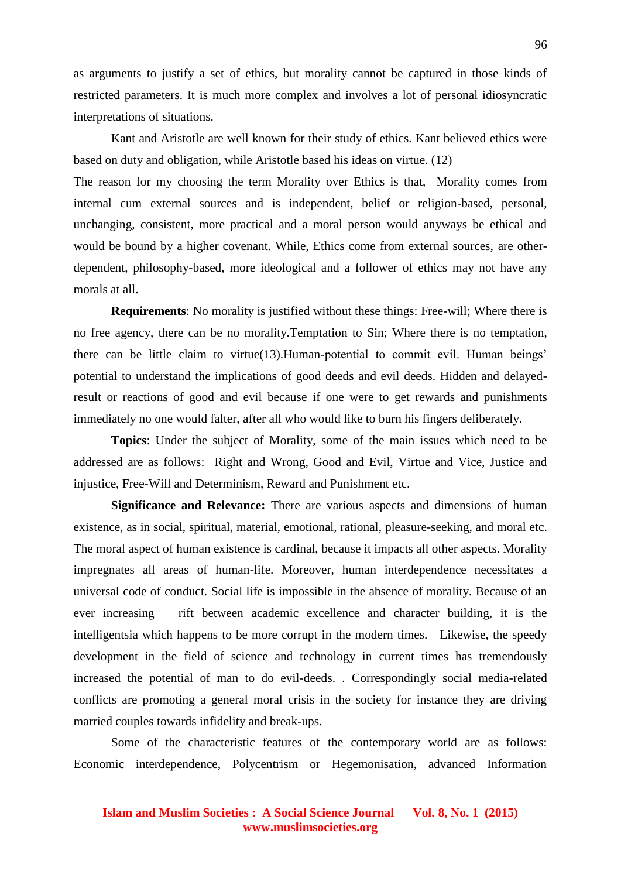as arguments to justify a set of ethics, but morality cannot be captured in those kinds of restricted parameters. It is much more complex and involves a lot of personal idiosyncratic interpretations of situations.

Kant and Aristotle are well known for their study of ethics. Kant believed ethics were based on duty and obligation, while Aristotle based his ideas on virtue. (12)

The reason for my choosing the term Morality over Ethics is that, Morality comes from internal cum external sources and is independent, belief or religion-based, personal, unchanging, consistent, more practical and a moral person would anyways be ethical and would be bound by a higher covenant. While, Ethics come from external sources, are other-dependent, philosophy-based, more ideological and a follower of ethics may not have any morals at all.

**Requirements**: No morality is justified without these things: Free-will; Where there is no free agency, there can be no morality.Temptation to Sin; Where there is no temptation, there can be little claim to virtue(13).Human-potential to commit evil. Human beings' potential to understand the implications of good deeds and evil deeds. Hidden and delayed-result or reactions of good and evil because if one were to get rewards and punishments immediately no one would falter, after all who would like to burn his fingers deliberately.

**Topics**: Under the subject of Morality, some of the main issues which need to be addressed are as follows: Right and Wrong, Good and Evil, Virtue and Vice, Justice and injustice, Free-Will and Determinism, Reward and Punishment etc.

**Significance and Relevance:** There are various aspects and dimensions of human existence, as in social, spiritual, material, emotional, rational, pleasure-seeking, and moral etc. The moral aspect of human existence is cardinal, because it impacts all other aspects. Morality impregnates all areas of human-life. Moreover, human interdependence necessitates a universal code of conduct. Social life is impossible in the absence of morality. Because of an ever increasing rift between academic excellence and character building, it is the intelligentsia which happens to be more corrupt in the modern times. Likewise, the speedy development in the field of science and technology in current times has tremendously increased the potential of man to do evil-deeds. . Correspondingly social media-related conflicts are promoting a general moral crisis in the society for instance they are driving married couples towards infidelity and break-ups.

Some of the characteristic features of the contemporary world are as follows: Economic interdependence, Polycentrism or Hegemonisation, advanced Information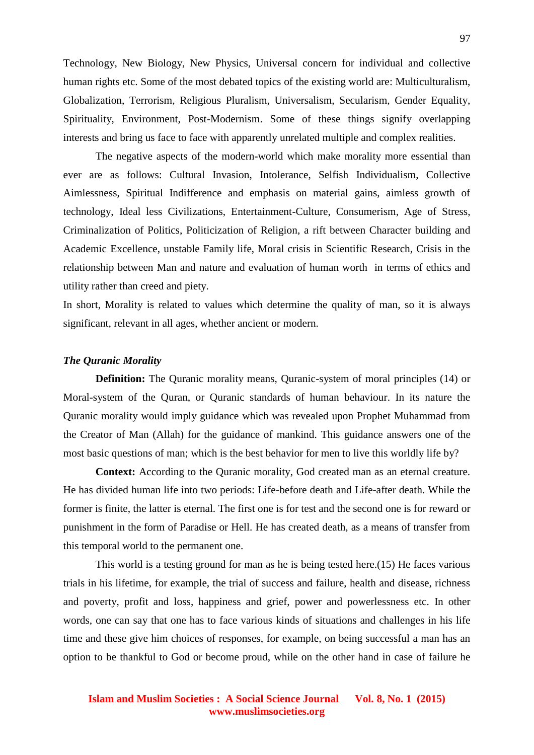Technology, New Biology, New Physics, Universal concern for individual and collective human rights etc. Some of the most debated topics of the existing world are: Multiculturalism, Globalization, Terrorism, Religious Pluralism, Universalism, Secularism, Gender Equality, Spirituality, Environment, Post-Modernism. Some of these things signify overlapping interests and bring us face to face with apparently unrelated multiple and complex realities.

The negative aspects of the modern-world which make morality more essential than ever are as follows: Cultural Invasion, Intolerance, Selfish Individualism, Collective Aimlessness, Spiritual Indifference and emphasis on material gains, aimless growth of technology, Ideal less Civilizations, Entertainment-Culture, Consumerism, Age of Stress, Criminalization of Politics, Politicization of Religion, a rift between Character building and Academic Excellence, unstable Family life, Moral crisis in Scientific Research, Crisis in the relationship between Man and nature and evaluation of human worth in terms of ethics and utility rather than creed and piety.

In short, Morality is related to values which determine the quality of man, so it is always significant, relevant in all ages, whether ancient or modern.

***The Quranic Morality***

**Definition:** The Quranic morality means, Quranic-system of moral principles (14) or Moral-system of the Quran, or Quranic standards of human behaviour. In its nature the Quranic morality would imply guidance which was revealed upon Prophet Muhammad from the Creator of Man (Allah) for the guidance of mankind. This guidance answers one of the most basic questions of man; which is the best behavior for men to live this worldly life by?

**Context:** According to the Quranic morality, God created man as an eternal creature. He has divided human life into two periods: Life-before death and Life-after death. While the former is finite, the latter is eternal. The first one is for test and the second one is for reward or punishment in the form of Paradise or Hell. He has created death, as a means of transfer from this temporal world to the permanent one.

This world is a testing ground for man as he is being tested here.(15) He faces various trials in his lifetime, for example, the trial of success and failure, health and disease, richness and poverty, profit and loss, happiness and grief, power and powerlessness etc. In other words, one can say that one has to face various kinds of situations and challenges in his life time and these give him choices of responses, for example, on being successful a man has an option to be thankful to God or become proud, while on the other hand in case of failure he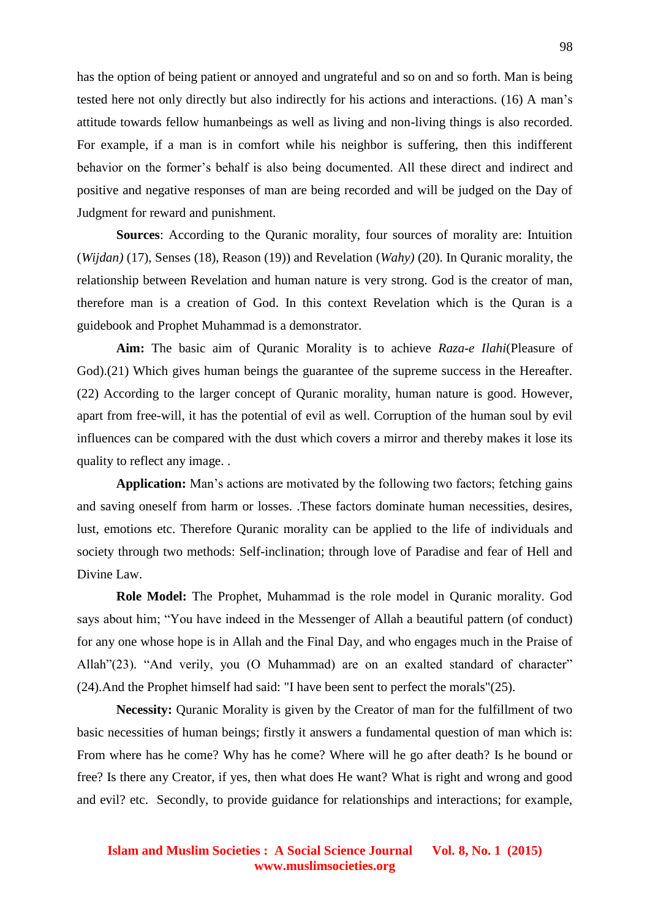has the option of being patient or annoyed and ungrateful and so on and so forth. Man is being tested here not only directly but also indirectly for his actions and interactions. (16) A man's attitude towards fellow humanbeings as well as living and non-living things is also recorded. For example, if a man is in comfort while his neighbor is suffering, then this indifferent behavior on the former's behalf is also being documented. All these direct and indirect and positive and negative responses of man are being recorded and will be judged on the Day of Judgment for reward and punishment.

**Sources**: According to the Quranic morality, four sources of morality are: Intuition (*Wijdan)* (17), Senses (18), Reason (19)) and Revelation (*Wahy)* (20). In Quranic morality, the relationship between Revelation and human nature is very strong. God is the creator of man, therefore man is a creation of God. In this context Revelation which is the Quran is a guidebook and Prophet Muhammad is a demonstrator.

**Aim:** The basic aim of Quranic Morality is to achieve *Raza-e Ilahi*(Pleasure of God).(21) Which gives human beings the guarantee of the supreme success in the Hereafter.(22) According to the larger concept of Quranic morality, human nature is good. However, apart from free-will, it has the potential of evil as well. Corruption of the human soul by evil influences can be compared with the dust which covers a mirror and thereby makes it lose its quality to reflect any image. .

**Application:** Man's actions are motivated by the following two factors; fetching gains and saving oneself from harm or losses. .These factors dominate human necessities, desires, lust, emotions etc. Therefore Quranic morality can be applied to the life of individuals and society through two methods: Self-inclination; through love of Paradise and fear of Hell and Divine Law.

**Role Model:** The Prophet, Muhammad is the role model in Quranic morality. God says about him; "You have indeed in the Messenger of Allah a beautiful pattern (of conduct) for any one whose hope is in Allah and the Final Day, and who engages much in the Praise of Allah"(23). "And verily, you (O Muhammad) are on an exalted standard of character" (24).And the Prophet himself had said: "I have been sent to perfect the morals"(25).

**Necessity:** Quranic Morality is given by the Creator of man for the fulfillment of two basic necessities of human beings; firstly it answers a fundamental question of man which is: From where has he come? Why has he come? Where will he go after death? Is he bound or free? Is there any Creator, if yes, then what does He want? What is right and wrong and good and evil? etc. Secondly, to provide guidance for relationships and interactions; for example,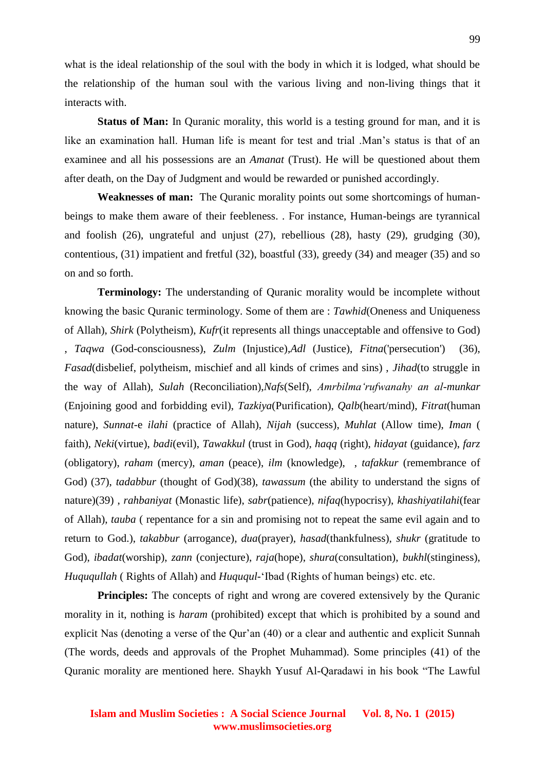what is the ideal relationship of the soul with the body in which it is lodged, what should be the relationship of the human soul with the various living and non-living things that it interacts with.

**Status of Man:** In Quranic morality, this world is a testing ground for man, and it is like an examination hall. Human life is meant for test and trial .Man's status is that of an examinee and all his possessions are an *Amanat* (Trust). He will be questioned about them after death, on the Day of Judgment and would be rewarded or punished accordingly.

**Weaknesses of man:** The Quranic morality points out some shortcomings of human-beings to make them aware of their feebleness. . For instance, Human-beings are tyrannical and foolish (26), ungrateful and unjust (27), rebellious (28), hasty (29), grudging (30), contentious, (31) impatient and fretful (32), boastful (33), greedy (34) and meager (35) and so on and so forth.

**Terminology:** The understanding of Quranic morality would be incomplete without knowing the basic Quranic terminology. Some of them are : *Tawhid*(Oneness and Uniqueness of Allah), *Shirk* (Polytheism), *Kufr*(it represents all things unacceptable and offensive to God) , *Taqwa* (God-consciousness), *Zulm* (Injustice),*Adl* (Justice), *Fitna*('persecution') (36), *Fasad*(disbelief, polytheism, mischief and all kinds of crimes and sins) , *Jihad*(to struggle in the way of Allah), *Sulah* (Reconciliation),*Nafs*(Self), *Amrbilma'rufwanahy an al-munkar* (Enjoining good and forbidding evil), *Tazkiya*(Purification), *Qalb*(heart/mind), *Fitrat*(human nature), *Sunnat*-e *ilahi* (practice of Allah), *Nijah* (success), *Muhlat* (Allow time), *Iman* ( faith), *Neki*(virtue), *badi*(evil), *Tawakkul* (trust in God), *haqq* (right), *hidayat* (guidance), *farz* (obligatory), *raham* (mercy), *aman* (peace), *ilm* (knowledge), , *tafakkur* (remembrance of God) (37), *tadabbur* (thought of God)(38), *tawassum* (the ability to understand the signs of nature)(39) , *rahbaniyat* (Monastic life), *sabr*(patience), *nifaq*(hypocrisy), *khashiyatilahi*(fear of Allah), *tauba* ( repentance for a sin and promising not to repeat the same evil again and to return to God.), *takabbur* (arrogance), *dua*(prayer), *hasad*(thankfulness), *shukr* (gratitude to God), *ibadat*(worship), *zann* (conjecture), *raja*(hope), *shura*(consultation), *bukhl*(stinginess), *Huququllah* ( Rights of Allah) and *Huququl*-'Ibad (Rights of human beings) etc. etc.

**Principles:** The concepts of right and wrong are covered extensively by the Quranic morality in it, nothing is *haram* (prohibited) except that which is prohibited by a sound and explicit Nas (denoting a verse of the Qur'an (40) or a clear and authentic and explicit Sunnah (The words, deeds and approvals of the Prophet Muhammad). Some principles (41) of the Quranic morality are mentioned here. Shaykh Yusuf Al-Qaradawi in his book "The Lawful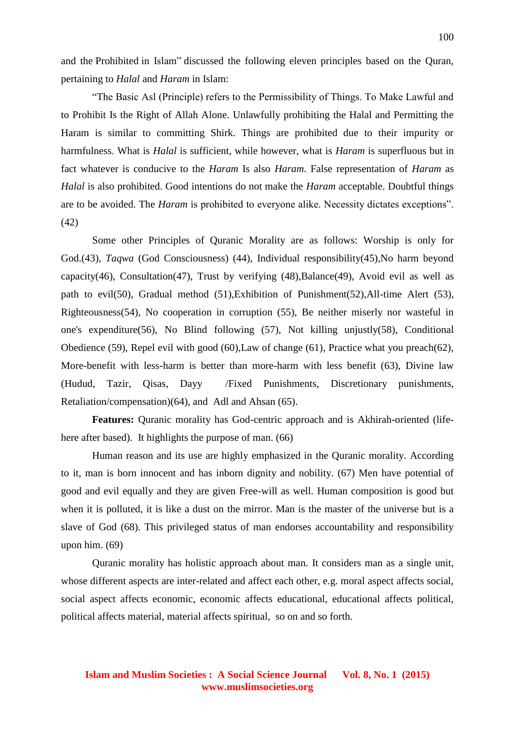and the Prohibited in Islam" discussed the following eleven principles based on the Quran, pertaining to *Halal* and *Haram* in Islam:

"The Basic Asl (Principle) refers to the Permissibility of Things. To Make Lawful and to Prohibit Is the Right of Allah Alone. Unlawfully prohibiting the Halal and Permitting the Haram is similar to committing Shirk. Things are prohibited due to their impurity or harmfulness. What is *Halal* is sufficient, while however, what is *Haram* is superfluous but in fact whatever is conducive to the *Haram* Is also *Haram*. False representation of *Haram* as *Halal* is also prohibited. Good intentions do not make the *Haram* acceptable. Doubtful things are to be avoided. The *Haram* is prohibited to everyone alike. Necessity dictates exceptions". (42)

Some other Principles of Quranic Morality are as follows: Worship is only for God.(43), *Taqwa* (God Consciousness) (44), Individual responsibility(45),No harm beyond capacity(46), Consultation(47), Trust by verifying (48),Balance(49), Avoid evil as well as path to evil(50), Gradual method (51),Exhibition of Punishment(52),All-time Alert (53), Righteousness(54), No cooperation in corruption (55), Be neither miserly nor wasteful in one's expenditure(56), No Blind following (57), Not killing unjustly(58), Conditional Obedience (59), Repel evil with good (60),Law of change (61), Practice what you preach(62), More-benefit with less-harm is better than more-harm with less benefit (63), Divine law (Hudud, Tazir, Qisas, Dayy /Fixed Punishments, Discretionary punishments, Retaliation/compensation)(64), and Adl and Ahsan (65).

**Features:** Quranic morality has God-centric approach and is Akhirah-oriented (life-here after based). It highlights the purpose of man. (66)

Human reason and its use are highly emphasized in the Quranic morality. According to it, man is born innocent and has inborn dignity and nobility. (67) Men have potential of good and evil equally and they are given Free-will as well. Human composition is good but when it is polluted, it is like a dust on the mirror. Man is the master of the universe but is a slave of God (68). This privileged status of man endorses accountability and responsibility upon him. (69)

Quranic morality has holistic approach about man. It considers man as a single unit, whose different aspects are inter-related and affect each other, e.g. moral aspect affects social, social aspect affects economic, economic affects educational, educational affects political, political affects material, material affects spiritual, so on and so forth.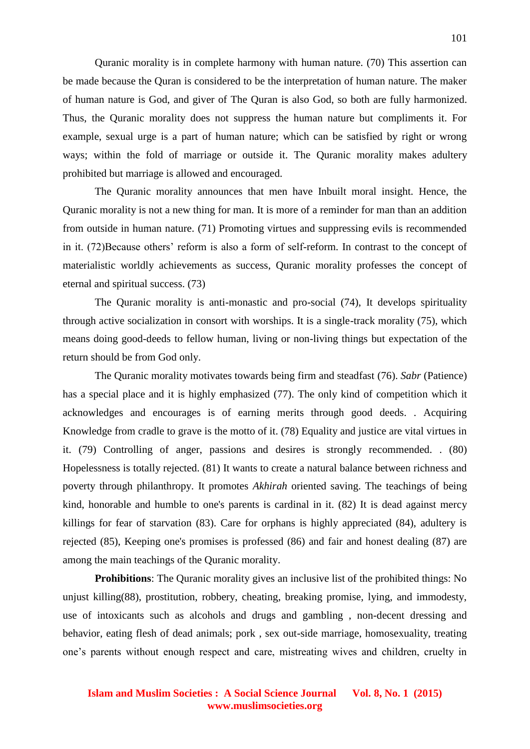Quranic morality is in complete harmony with human nature. (70) This assertion can be made because the Quran is considered to be the interpretation of human nature. The maker of human nature is God, and giver of The Quran is also God, so both are fully harmonized. Thus, the Quranic morality does not suppress the human nature but compliments it. For example, sexual urge is a part of human nature; which can be satisfied by right or wrong ways; within the fold of marriage or outside it. The Quranic morality makes adultery prohibited but marriage is allowed and encouraged.

The Quranic morality announces that men have Inbuilt moral insight. Hence, the Quranic morality is not a new thing for man. It is more of a reminder for man than an addition from outside in human nature. (71) Promoting virtues and suppressing evils is recommended in it. (72)Because others' reform is also a form of self-reform. In contrast to the concept of materialistic worldly achievements as success, Quranic morality professes the concept of eternal and spiritual success. (73)

The Quranic morality is anti-monastic and pro-social (74), It develops spirituality through active socialization in consort with worships. It is a single-track morality (75), which means doing good-deeds to fellow human, living or non-living things but expectation of the return should be from God only.

The Quranic morality motivates towards being firm and steadfast (76). *Sabr* (Patience) has a special place and it is highly emphasized (77). The only kind of competition which it acknowledges and encourages is of earning merits through good deeds. . Acquiring Knowledge from cradle to grave is the motto of it. (78) Equality and justice are vital virtues in it. (79) Controlling of anger, passions and desires is strongly recommended. . (80) Hopelessness is totally rejected. (81) It wants to create a natural balance between richness and poverty through philanthropy. It promotes *Akhirah* oriented saving. The teachings of being kind, honorable and humble to one's parents is cardinal in it. (82) It is dead against mercy killings for fear of starvation (83). Care for orphans is highly appreciated (84), adultery is rejected (85), Keeping one's promises is professed (86) and fair and honest dealing (87) are among the main teachings of the Quranic morality.

**Prohibitions**: The Quranic morality gives an inclusive list of the prohibited things: No unjust killing(88), prostitution, robbery, cheating, breaking promise, lying, and immodesty, use of intoxicants such as alcohols and drugs and gambling , non-decent dressing and behavior, eating flesh of dead animals; pork , sex out-side marriage, homosexuality, treating one's parents without enough respect and care, mistreating wives and children, cruelty in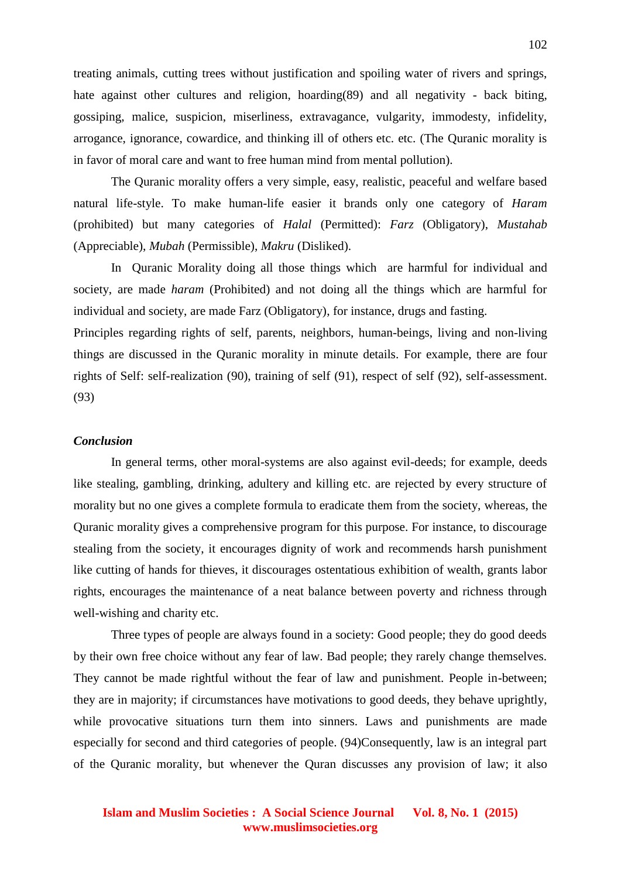treating animals, cutting trees without justification and spoiling water of rivers and springs, hate against other cultures and religion, hoarding(89) and all negativity - back biting, gossiping, malice, suspicion, miserliness, extravagance, vulgarity, immodesty, infidelity, arrogance, ignorance, cowardice, and thinking ill of others etc. etc. (The Quranic morality is in favor of moral care and want to free human mind from mental pollution).

The Quranic morality offers a very simple, easy, realistic, peaceful and welfare based natural life-style. To make human-life easier it brands only one category of *Haram* (prohibited) but many categories of *Halal* (Permitted): *Farz* (Obligatory), *Mustahab* (Appreciable), *Mubah* (Permissible), *Makru* (Disliked).

In Quranic Morality doing all those things which are harmful for individual and society, are made *haram* (Prohibited) and not doing all the things which are harmful for individual and society, are made Farz (Obligatory), for instance, drugs and fasting.

Principles regarding rights of self, parents, neighbors, human-beings, living and non-living things are discussed in the Quranic morality in minute details. For example, there are four rights of Self: self-realization (90), training of self (91), respect of self (92), self-assessment. (93)

### *Conclusion*

In general terms, other moral-systems are also against evil-deeds; for example, deeds like stealing, gambling, drinking, adultery and killing etc. are rejected by every structure of morality but no one gives a complete formula to eradicate them from the society, whereas, the Quranic morality gives a comprehensive program for this purpose. For instance, to discourage stealing from the society, it encourages dignity of work and recommends harsh punishment like cutting of hands for thieves, it discourages ostentatious exhibition of wealth, grants labor rights, encourages the maintenance of a neat balance between poverty and richness through well-wishing and charity etc.

Three types of people are always found in a society: Good people; they do good deeds by their own free choice without any fear of law. Bad people; they rarely change themselves. They cannot be made rightful without the fear of law and punishment. People in-between; they are in majority; if circumstances have motivations to good deeds, they behave uprightly, while provocative situations turn them into sinners. Laws and punishments are made especially for second and third categories of people. (94)Consequently, law is an integral part of the Quranic morality, but whenever the Quran discusses any provision of law; it also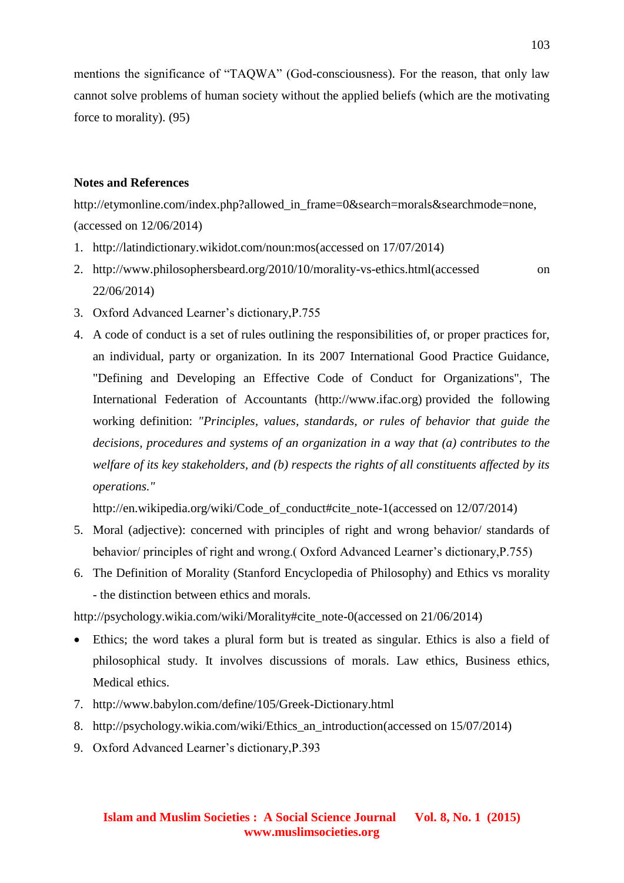mentions the significance of "TAQWA" (God-consciousness). For the reason, that only law cannot solve problems of human society without the applied beliefs (which are the motivating force to morality). (95)

**Notes and References**

http://etymonline.com/index.php?allowed_in_frame=0&search=morals&searchmode=none, (accessed on 12/06/2014)

1. http://latindictionary.wikidot.com/noun:mos(accessed on 17/07/2014)
2. http://www.philosophersbeard.org/2010/10/morality-vs-ethics.html(accessed on 22/06/2014)
3. Oxford Advanced Learner's dictionary,P.755
4. A code of conduct is a set of rules outlining the responsibilities of, or proper practices for, an individual, party or organization. In its 2007 International Good Practice Guidance, "Defining and Developing an Effective Code of Conduct for Organizations", The International Federation of Accountants (http://www.ifac.org) provided the following working definition: *"Principles, values, standards, or rules of behavior that guide the decisions, procedures and systems of an organization in a way that (a) contributes to the welfare of its key stakeholders, and (b) respects the rights of all constituents affected by its operations."*

   http://en.wikipedia.org/wiki/Code_of_conduct#cite_note-1(accessed on 12/07/2014)
5. Moral (adjective): concerned with principles of right and wrong behavior/ standards of behavior/ principles of right and wrong.( Oxford Advanced Learner's dictionary,P.755)
6. The Definition of Morality (Stanford Encyclopedia of Philosophy) and Ethics vs morality - the distinction between ethics and morals.

http://psychology.wikia.com/wiki/Morality#cite_note-0(accessed on 21/06/2014)

- Ethics; the word takes a plural form but is treated as singular. Ethics is also a field of philosophical study. It involves discussions of morals. Law ethics, Business ethics, Medical ethics.

7. http://www.babylon.com/define/105/Greek-Dictionary.html
8. http://psychology.wikia.com/wiki/Ethics_an_introduction(accessed on 15/07/2014)
9. Oxford Advanced Learner's dictionary,P.393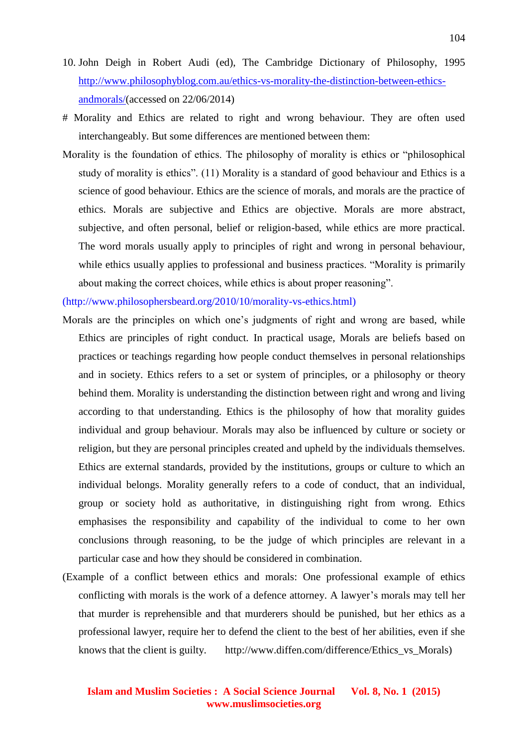10. John Deigh in Robert Audi (ed), The Cambridge Dictionary of Philosophy, 1995 http://www.philosophyblog.com.au/ethics-vs-morality-the-distinction-between-ethics-andmorals/(accessed on 22/06/2014)

# Morality and Ethics are related to right and wrong behaviour. They are often used interchangeably. But some differences are mentioned between them:

Morality is the foundation of ethics. The philosophy of morality is ethics or "philosophical study of morality is ethics". (11) Morality is a standard of good behaviour and Ethics is a science of good behaviour. Ethics are the science of morals, and morals are the practice of ethics. Morals are subjective and Ethics are objective. Morals are more abstract, subjective, and often personal, belief or religion-based, while ethics are more practical. The word morals usually apply to principles of right and wrong in personal behaviour, while ethics usually applies to professional and business practices. "Morality is primarily about making the correct choices, while ethics is about proper reasoning".

(http://www.philosophersbeard.org/2010/10/morality-vs-ethics.html)

Morals are the principles on which one's judgments of right and wrong are based, while Ethics are principles of right conduct. In practical usage, Morals are beliefs based on practices or teachings regarding how people conduct themselves in personal relationships and in society. Ethics refers to a set or system of principles, or a philosophy or theory behind them. Morality is understanding the distinction between right and wrong and living according to that understanding. Ethics is the philosophy of how that morality guides individual and group behaviour. Morals may also be influenced by culture or society or religion, but they are personal principles created and upheld by the individuals themselves. Ethics are external standards, provided by the institutions, groups or culture to which an individual belongs. Morality generally refers to a code of conduct, that an individual, group or society hold as authoritative, in distinguishing right from wrong. Ethics emphasises the responsibility and capability of the individual to come to her own conclusions through reasoning, to be the judge of which principles are relevant in a particular case and how they should be considered in combination.

(Example of a conflict between ethics and morals: One professional example of ethics conflicting with morals is the work of a defence attorney. A lawyer's morals may tell her that murder is reprehensible and that murderers should be punished, but her ethics as a professional lawyer, require her to defend the client to the best of her abilities, even if she knows that the client is guilty. http://www.diffen.com/difference/Ethics_vs_Morals)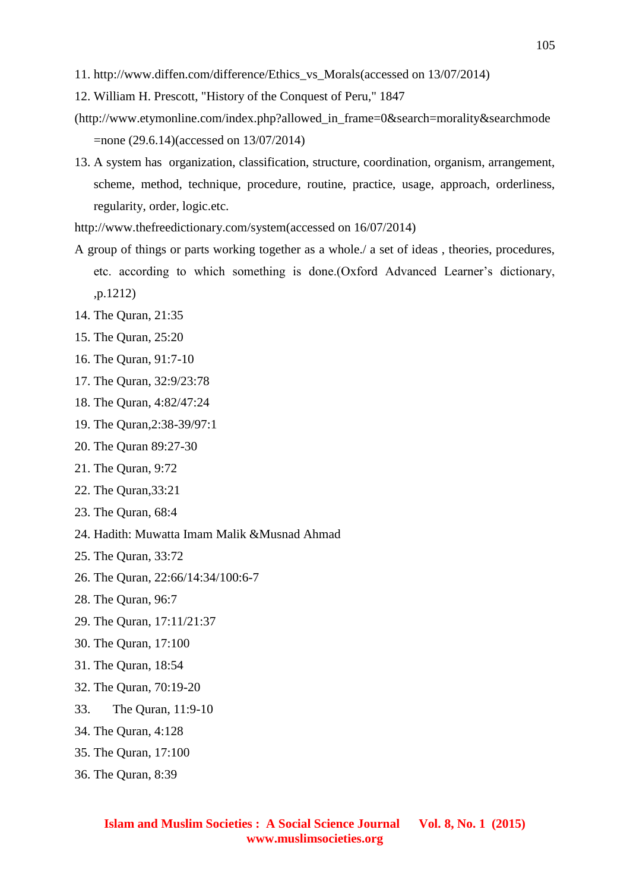11. http://www.diffen.com/difference/Ethics_vs_Morals(accessed on 13/07/2014)

12. William H. Prescott, "History of the Conquest of Peru," 1847

(http://www.etymonline.com/index.php?allowed_in_frame=0&search=morality&searchmode=none (29.6.14)(accessed on 13/07/2014)

13. A system has organization, classification, structure, coordination, organism, arrangement, scheme, method, technique, procedure, routine, practice, usage, approach, orderliness, regularity, order, logic.etc.

http://www.thefreedictionary.com/system(accessed on 16/07/2014)

A group of things or parts working together as a whole./ a set of ideas , theories, procedures, etc. according to which something is done.(Oxford Advanced Learner's dictionary, ,p.1212)

14. The Quran, 21:35

15. The Quran, 25:20

16. The Quran, 91:7-10

17. The Quran, 32:9/23:78

18. The Quran, 4:82/47:24

19. The Quran,2:38-39/97:1

20. The Quran 89:27-30

21. The Quran, 9:72

22. The Quran,33:21

23. The Quran, 68:4

24. Hadith: Muwatta Imam Malik &Musnad Ahmad

25. The Quran, 33:72

26. The Quran, 22:66/14:34/100:6-7

28. The Quran, 96:7

29. The Quran, 17:11/21:37

30. The Quran, 17:100

31. The Quran, 18:54

32. The Quran, 70:19-20

33. The Quran, 11:9-10

34. The Quran, 4:128

35. The Quran, 17:100

36. The Quran, 8:39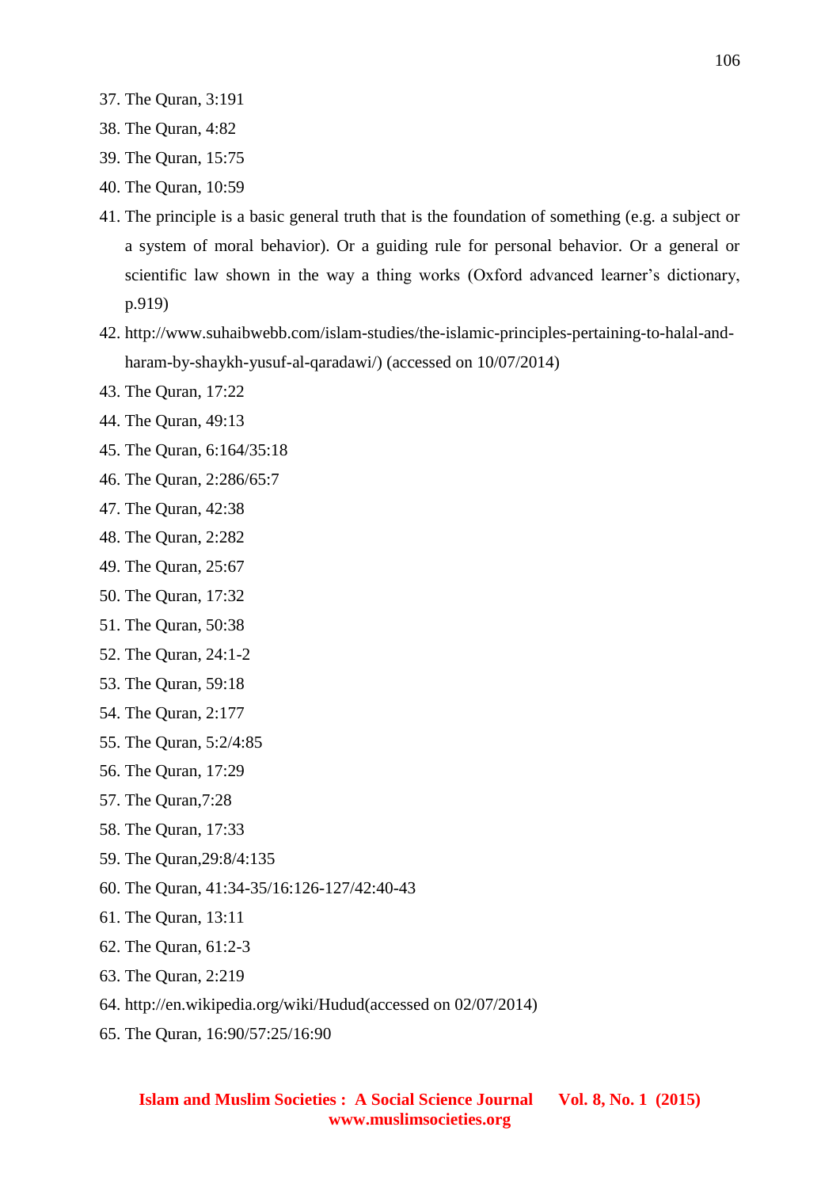37. The Quran, 3:191
38. The Quran, 4:82
39. The Quran, 15:75
40. The Quran, 10:59
41. The principle is a basic general truth that is the foundation of something (e.g. a subject or a system of moral behavior). Or a guiding rule for personal behavior. Or a general or scientific law shown in the way a thing works (Oxford advanced learner's dictionary, p.919)
42. http://www.suhaibwebb.com/islam-studies/the-islamic-principles-pertaining-to-halal-and-haram-by-shaykh-yusuf-al-qaradawi/) (accessed on 10/07/2014)
43. The Quran, 17:22
44. The Quran, 49:13
45. The Quran, 6:164/35:18
46. The Quran, 2:286/65:7
47. The Quran, 42:38
48. The Quran, 2:282
49. The Quran, 25:67
50. The Quran, 17:32
51. The Quran, 50:38
52. The Quran, 24:1-2
53. The Quran, 59:18
54. The Quran, 2:177
55. The Quran, 5:2/4:85
56. The Quran, 17:29
57. The Quran,7:28
58. The Quran, 17:33
59. The Quran,29:8/4:135
60. The Quran, 41:34-35/16:126-127/42:40-43
61. The Quran, 13:11
62. The Quran, 61:2-3
63. The Quran, 2:219
64. http://en.wikipedia.org/wiki/Hudud(accessed on 02/07/2014)
65. The Quran, 16:90/57:25/16:90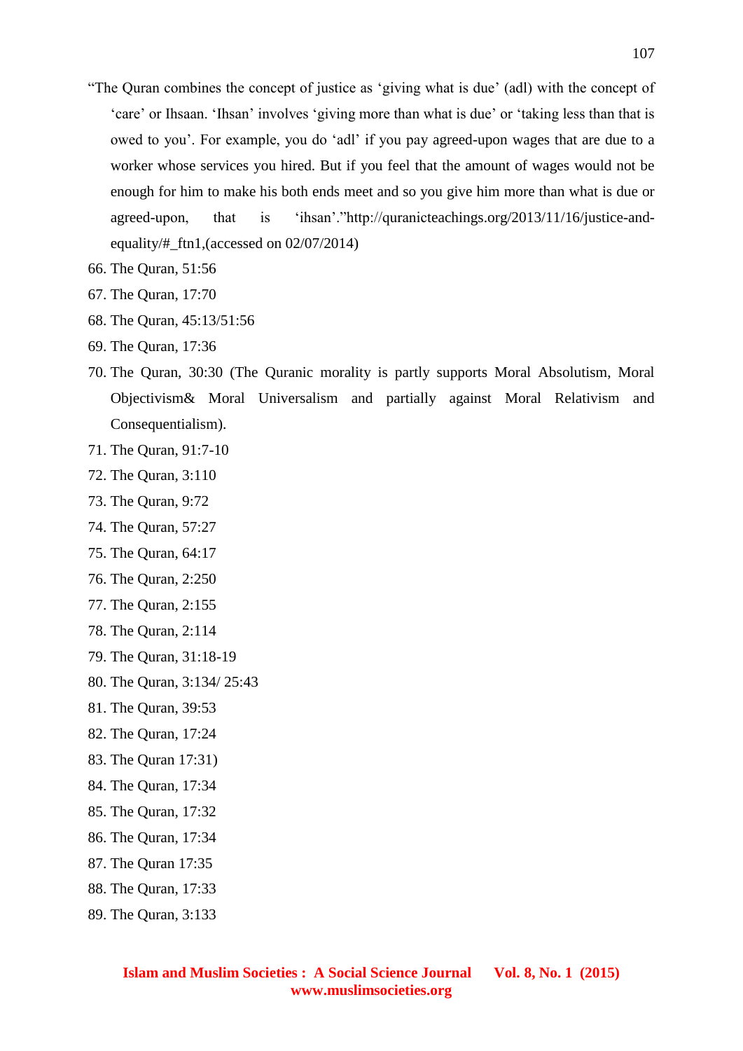"The Quran combines the concept of justice as 'giving what is due' (adl) with the concept of 'care' or Ihsaan. 'Ihsan' involves 'giving more than what is due' or 'taking less than that is owed to you'. For example, you do 'adl' if you pay agreed-upon wages that are due to a worker whose services you hired. But if you feel that the amount of wages would not be enough for him to make his both ends meet and so you give him more than what is due or agreed-upon, that is 'ihsan'."http://quranicteachings.org/2013/11/16/justice-and-equality/#_ftn1,(accessed on 02/07/2014)

66. The Quran, 51:56
67. The Quran, 17:70
68. The Quran, 45:13/51:56
69. The Quran, 17:36
70. The Quran, 30:30 (The Quranic morality is partly supports Moral Absolutism, Moral Objectivism& Moral Universalism and partially against Moral Relativism and Consequentialism).
71. The Quran, 91:7-10
72. The Quran, 3:110
73. The Quran, 9:72
74. The Quran, 57:27
75. The Quran, 64:17
76. The Quran, 2:250
77. The Quran, 2:155
78. The Quran, 2:114
79. The Quran, 31:18-19
80. The Quran, 3:134/ 25:43
81. The Quran, 39:53
82. The Quran, 17:24
83. The Quran 17:31)
84. The Quran, 17:34
85. The Quran, 17:32
86. The Quran, 17:34
87. The Quran 17:35
88. The Quran, 17:33
89. The Quran, 3:133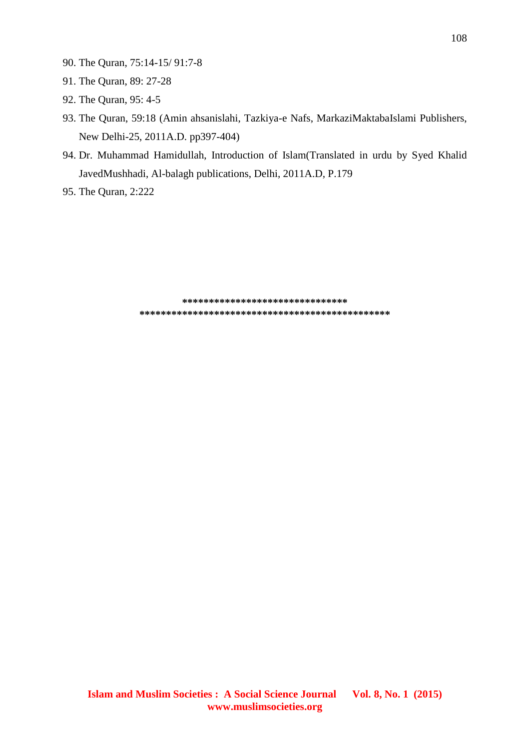90. The Quran, 75:14-15/ 91:7-8
91. The Quran, 89: 27-28
92. The Quran, 95: 4-5
93. The Quran, 59:18 (Amin ahsanislahi, Tazkiya-e Nafs, MarkaziMaktabaIslami Publishers, New Delhi-25, 2011A.D. pp397-404)
94. Dr. Muhammad Hamidullah, Introduction of Islam(Translated in urdu by Syed Khalid JavedMushhadi, Al-balagh publications, Delhi, 2011A.D, P.179
95. The Quran, 2:222

******************************
***********************************************